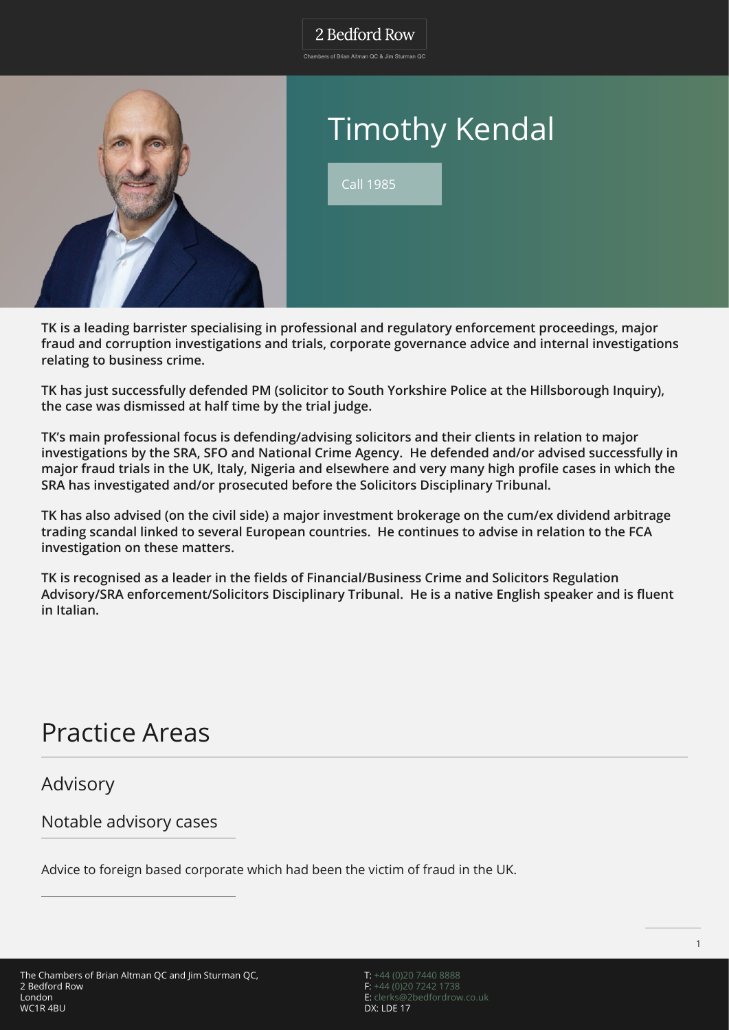# Timothy Kendal

Call 1985

**TK is a leading barrister specialising in professional and regulatory enforcement proceedings, major fraud and corruption investigations and trials, corporate governance advice and internal investigations relating to business crime.**

**TK has just successfully defended PM (solicitor to South Yorkshire Police at the Hillsborough Inquiry), the case was dismissed at half time by the trial judge.**

**TK's main professional focus is defending/advising solicitors and their clients in relation to major investigations by the SRA, SFO and National Crime Agency. He defended and/or advised successfully in major fraud trials in the UK, Italy, Nigeria and elsewhere and very many high profile cases in which the SRA has investigated and/or prosecuted before the Solicitors Disciplinary Tribunal.**

**TK has also advised (on the civil side) a major investment brokerage on the cum/ex dividend arbitrage trading scandal linked to several European countries. He continues to advise in relation to the FCA investigation on these matters.**

**TK is recognised as a leader in the fields of Financial/Business Crime and Solicitors Regulation Advisory/SRA enforcement/Solicitors Disciplinary Tribunal. He is a native English speaker and is fluent in Italian.**

## Practice Areas

### Advisory

#### Notable advisory cases

Advice to foreign based corporate which had been the victim of fraud in the UK.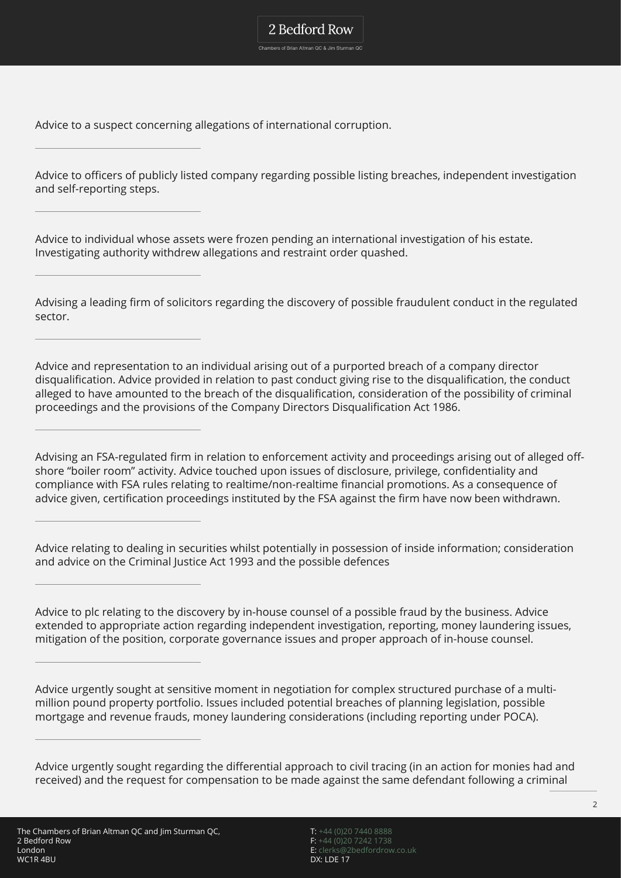Advice to a suspect concerning allegations of international corruption.

---

Advice to officers of publicly listed company regarding possible listing breaches, independent investigation and self-reporting steps.

---

Advice to individual whose assets were frozen pending an international investigation of his estate. Investigating authority withdrew allegations and restraint order quashed.

---

Advising a leading firm of solicitors regarding the discovery of possible fraudulent conduct in the regulated sector.

---

Advice and representation to an individual arising out of a purported breach of a company director disqualification. Advice provided in relation to past conduct giving rise to the disqualification, the conduct alleged to have amounted to the breach of the disqualification, consideration of the possibility of criminal proceedings and the provisions of the Company Directors Disqualification Act 1986.

---

Advising an FSA-regulated firm in relation to enforcement activity and proceedings arising out of alleged off-shore "boiler room" activity. Advice touched upon issues of disclosure, privilege, confidentiality and compliance with FSA rules relating to realtime/non-realtime financial promotions. As a consequence of advice given, certification proceedings instituted by the FSA against the firm have now been withdrawn.

---

Advice relating to dealing in securities whilst potentially in possession of inside information; consideration and advice on the Criminal Justice Act 1993 and the possible defences

---

Advice to plc relating to the discovery by in-house counsel of a possible fraud by the business. Advice extended to appropriate action regarding independent investigation, reporting, money laundering issues, mitigation of the position, corporate governance issues and proper approach of in-house counsel.

---

Advice urgently sought at sensitive moment in negotiation for complex structured purchase of a multi-million pound property portfolio. Issues included potential breaches of planning legislation, possible mortgage and revenue frauds, money laundering considerations (including reporting under POCA).

---

Advice urgently sought regarding the differential approach to civil tracing (in an action for monies had and received) and the request for compensation to be made against the same defendant following a criminal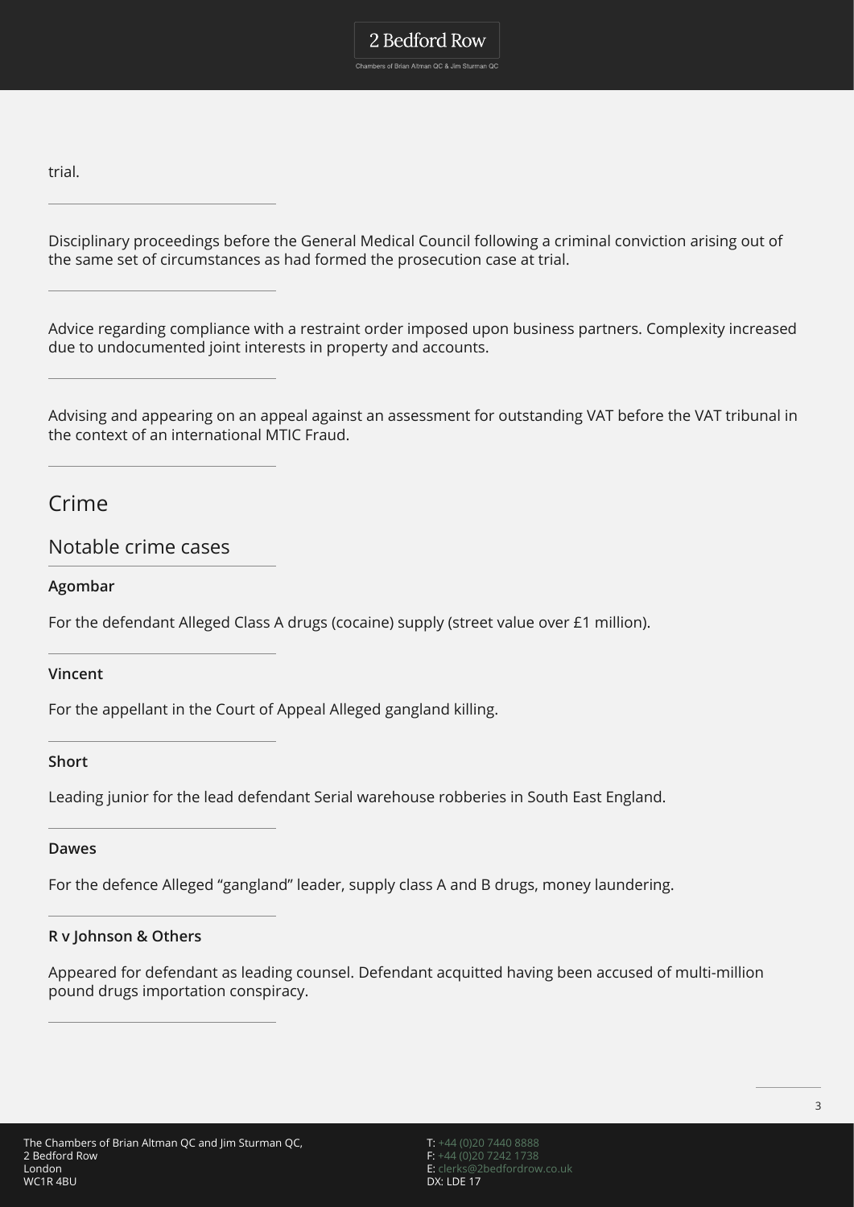trial.

Disciplinary proceedings before the General Medical Council following a criminal conviction arising out of the same set of circumstances as had formed the prosecution case at trial.

Advice regarding compliance with a restraint order imposed upon business partners. Complexity increased due to undocumented joint interests in property and accounts.

Advising and appearing on an appeal against an assessment for outstanding VAT before the VAT tribunal in the context of an international MTIC Fraud.

## Crime

### Notable crime cases

**Agombar**

For the defendant Alleged Class A drugs (cocaine) supply (street value over £1 million).

**Vincent**

For the appellant in the Court of Appeal Alleged gangland killing.

**Short**

Leading junior for the lead defendant Serial warehouse robberies in South East England.

**Dawes**

For the defence Alleged “gangland” leader, supply class A and B drugs, money laundering.

**R v Johnson & Others**

Appeared for defendant as leading counsel. Defendant acquitted having been accused of multi-million pound drugs importation conspiracy.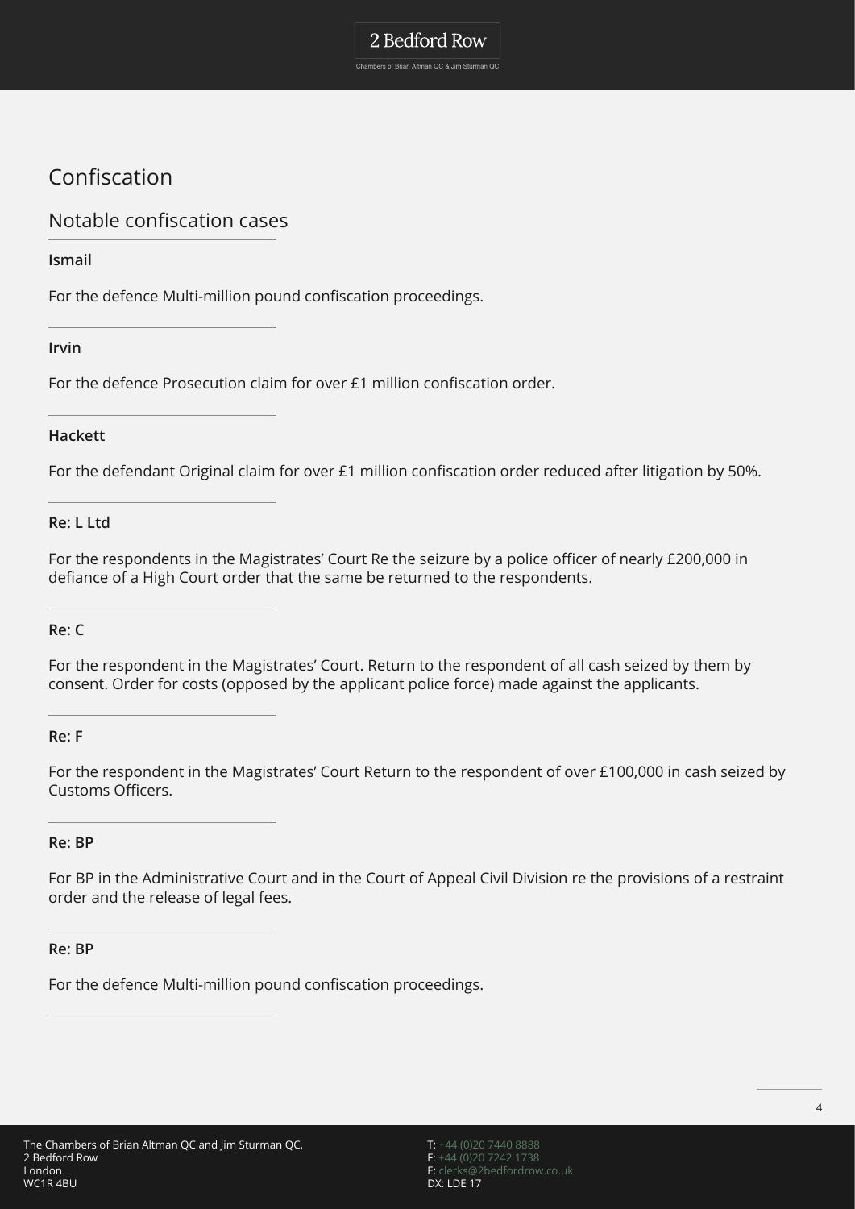# Confiscation

## Notable confiscation cases

### Ismail

For the defence Multi-million pound confiscation proceedings.

### Irvin

For the defence Prosecution claim for over £1 million confiscation order.

### Hackett

For the defendant Original claim for over £1 million confiscation order reduced after litigation by 50%.

### Re: L Ltd

For the respondents in the Magistrates' Court Re the seizure by a police officer of nearly £200,000 in defiance of a High Court order that the same be returned to the respondents.

### Re: C

For the respondent in the Magistrates' Court. Return to the respondent of all cash seized by them by consent. Order for costs (opposed by the applicant police force) made against the applicants.

### Re: F

For the respondent in the Magistrates' Court Return to the respondent of over £100,000 in cash seized by Customs Officers.

### Re: BP

For BP in the Administrative Court and in the Court of Appeal Civil Division re the provisions of a restraint order and the release of legal fees.

### Re: BP

For the defence Multi-million pound confiscation proceedings.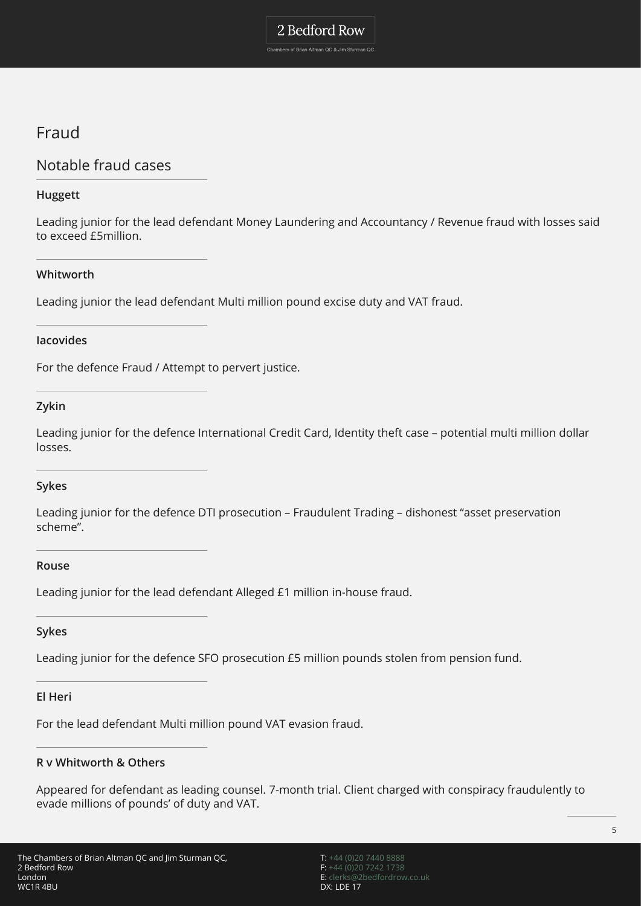# Fraud

## Notable fraud cases

**Huggett**

Leading junior for the lead defendant Money Laundering and Accountancy / Revenue fraud with losses said to exceed £5million.

**Whitworth**

Leading junior the lead defendant Multi million pound excise duty and VAT fraud.

**Iacovides**

For the defence Fraud / Attempt to pervert justice.

**Zykin**

Leading junior for the defence International Credit Card, Identity theft case – potential multi million dollar losses.

**Sykes**

Leading junior for the defence DTI prosecution – Fraudulent Trading – dishonest "asset preservation scheme".

**Rouse**

Leading junior for the lead defendant Alleged £1 million in-house fraud.

**Sykes**

Leading junior for the defence SFO prosecution £5 million pounds stolen from pension fund.

**El Heri**

For the lead defendant Multi million pound VAT evasion fraud.

**R v Whitworth & Others**

Appeared for defendant as leading counsel. 7-month trial. Client charged with conspiracy fraudulently to evade millions of pounds' of duty and VAT.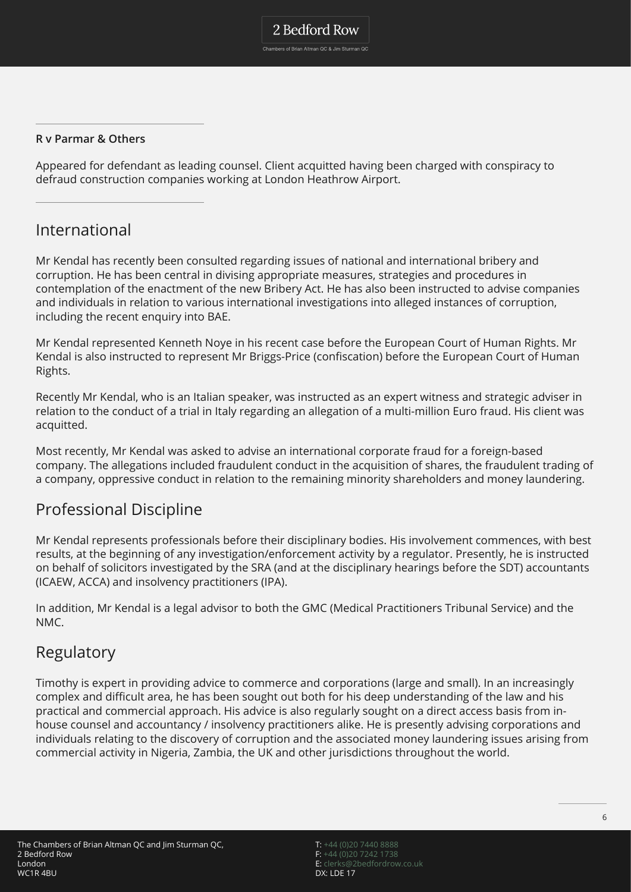**R v Parmar & Others**

Appeared for defendant as leading counsel. Client acquitted having been charged with conspiracy to defraud construction companies working at London Heathrow Airport.

## International

Mr Kendal has recently been consulted regarding issues of national and international bribery and corruption. He has been central in divising appropriate measures, strategies and procedures in contemplation of the enactment of the new Bribery Act. He has also been instructed to advise companies and individuals in relation to various international investigations into alleged instances of corruption, including the recent enquiry into BAE.

Mr Kendal represented Kenneth Noye in his recent case before the European Court of Human Rights. Mr Kendal is also instructed to represent Mr Briggs-Price (confiscation) before the European Court of Human Rights.

Recently Mr Kendal, who is an Italian speaker, was instructed as an expert witness and strategic adviser in relation to the conduct of a trial in Italy regarding an allegation of a multi-million Euro fraud. His client was acquitted.

Most recently, Mr Kendal was asked to advise an international corporate fraud for a foreign-based company. The allegations included fraudulent conduct in the acquisition of shares, the fraudulent trading of a company, oppressive conduct in relation to the remaining minority shareholders and money laundering.

## Professional Discipline

Mr Kendal represents professionals before their disciplinary bodies. His involvement commences, with best results, at the beginning of any investigation/enforcement activity by a regulator. Presently, he is instructed on behalf of solicitors investigated by the SRA (and at the disciplinary hearings before the SDT) accountants (ICAEW, ACCA) and insolvency practitioners (IPA).

In addition, Mr Kendal is a legal advisor to both the GMC (Medical Practitioners Tribunal Service) and the NMC.

## Regulatory

Timothy is expert in providing advice to commerce and corporations (large and small). In an increasingly complex and difficult area, he has been sought out both for his deep understanding of the law and his practical and commercial approach. His advice is also regularly sought on a direct access basis from in-house counsel and accountancy / insolvency practitioners alike. He is presently advising corporations and individuals relating to the discovery of corruption and the associated money laundering issues arising from commercial activity in Nigeria, Zambia, the UK and other jurisdictions throughout the world.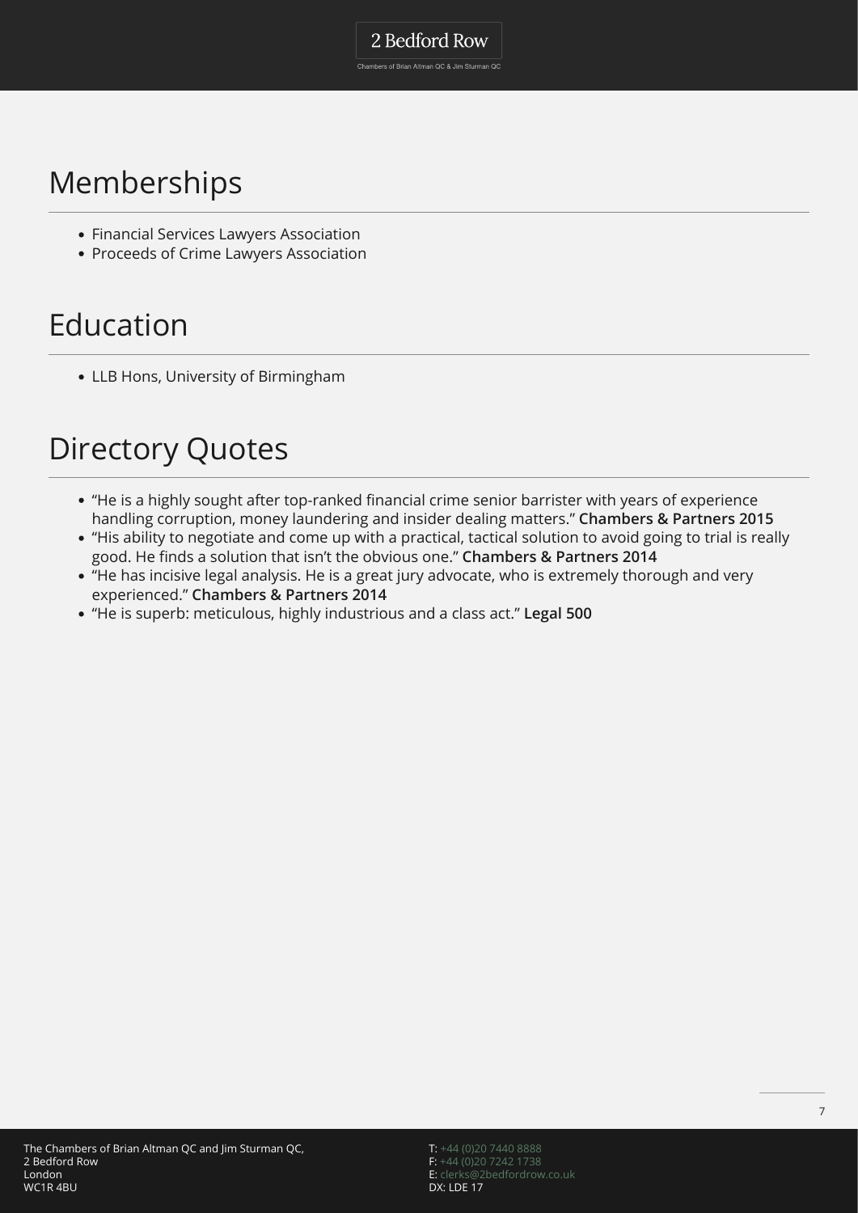## Memberships

- Financial Services Lawyers Association
- Proceeds of Crime Lawyers Association

## Education

- LLB Hons, University of Birmingham

## Directory Quotes

- “He is a highly sought after top-ranked financial crime senior barrister with years of experience handling corruption, money laundering and insider dealing matters.” **Chambers & Partners 2015**
- “His ability to negotiate and come up with a practical, tactical solution to avoid going to trial is really good. He finds a solution that isn’t the obvious one.” **Chambers & Partners 2014**
- “He has incisive legal analysis. He is a great jury advocate, who is extremely thorough and very experienced.” **Chambers & Partners 2014**
- “He is superb: meticulous, highly industrious and a class act.” **Legal 500**